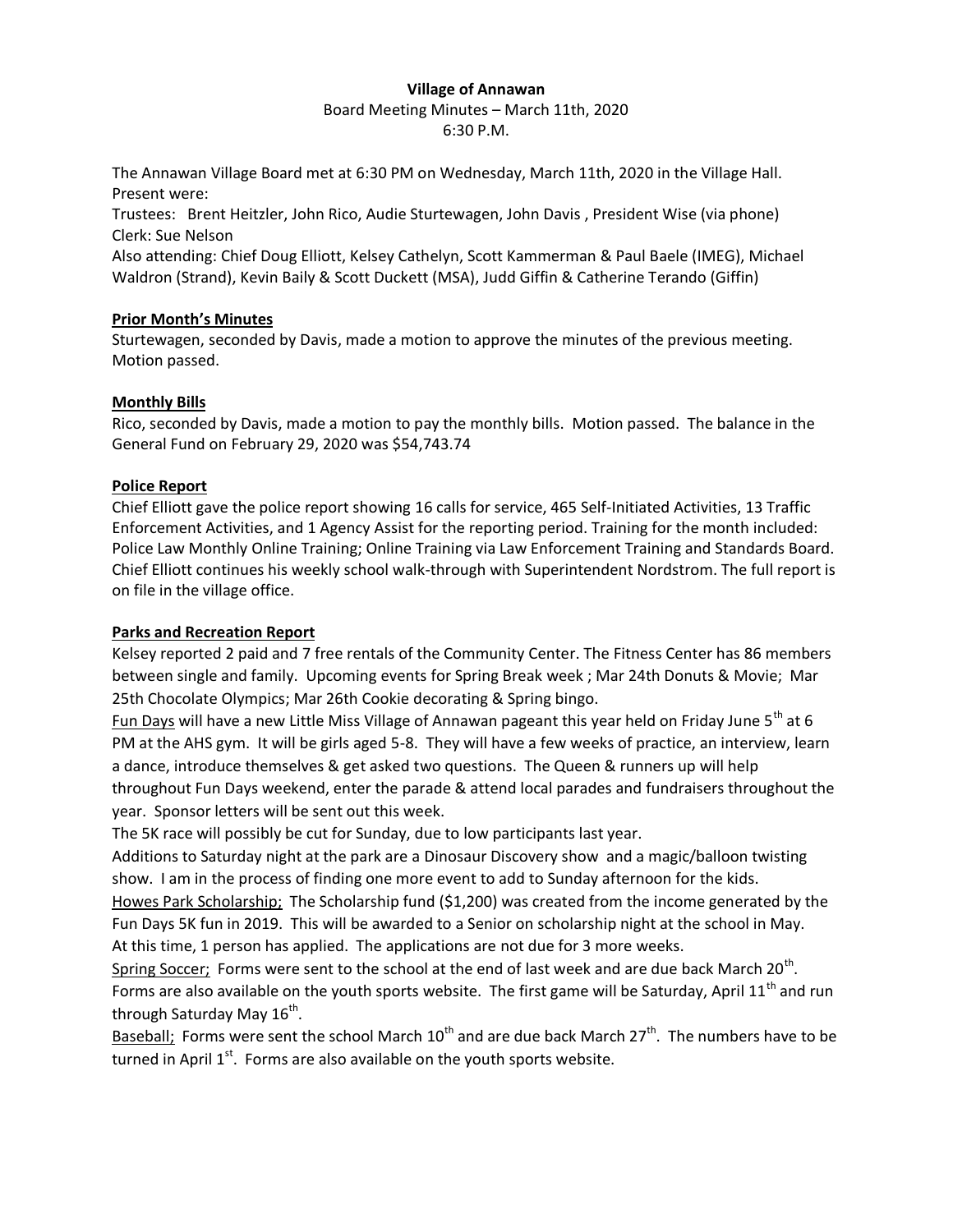**Village of Annawan**

Board Meeting Minutes – March 11th, 2020

6:30 P.M.

The Annawan Village Board met at 6:30 PM on Wednesday, March 11th, 2020 in the Village Hall. Present were:

Trustees: Brent Heitzler, John Rico, Audie Sturtewagen, John Davis , President Wise (via phone)

Clerk: Sue Nelson

Also attending: Chief Doug Elliott, Kelsey Cathelyn, Scott Kammerman & Paul Baele (IMEG), Michael Waldron (Strand), Kevin Baily & Scott Duckett (MSA), Judd Giffin & Catherine Terando (Giffin)

**Prior Month's Minutes**

Sturtewagen, seconded by Davis, made a motion to approve the minutes of the previous meeting. Motion passed.

**Monthly Bills**

Rico, seconded by Davis, made a motion to pay the monthly bills. Motion passed. The balance in the General Fund on February 29, 2020 was $54,743.74

**Police Report**

Chief Elliott gave the police report showing 16 calls for service, 465 Self-Initiated Activities, 13 Traffic Enforcement Activities, and 1 Agency Assist for the reporting period. Training for the month included: Police Law Monthly Online Training; Online Training via Law Enforcement Training and Standards Board. Chief Elliott continues his weekly school walk-through with Superintendent Nordstrom. The full report is on file in the village office.

**Parks and Recreation Report**

Kelsey reported 2 paid and 7 free rentals of the Community Center. The Fitness Center has 86 members between single and family. Upcoming events for Spring Break week ; Mar 24th Donuts & Movie; Mar 25th Chocolate Olympics; Mar 26th Cookie decorating & Spring bingo.

Fun Days will have a new Little Miss Village of Annawan pageant this year held on Friday June 5th at 6 PM at the AHS gym. It will be girls aged 5-8. They will have a few weeks of practice, an interview, learn a dance, introduce themselves & get asked two questions. The Queen & runners up will help throughout Fun Days weekend, enter the parade & attend local parades and fundraisers throughout the year. Sponsor letters will be sent out this week.

The 5K race will possibly be cut for Sunday, due to low participants last year.

Additions to Saturday night at the park are a Dinosaur Discovery show and a magic/balloon twisting show. I am in the process of finding one more event to add to Sunday afternoon for the kids.

Howes Park Scholarship; The Scholarship fund ($1,200) was created from the income generated by the Fun Days 5K fun in 2019. This will be awarded to a Senior on scholarship night at the school in May. At this time, 1 person has applied. The applications are not due for 3 more weeks.

Spring Soccer; Forms were sent to the school at the end of last week and are due back March 20th. Forms are also available on the youth sports website. The first game will be Saturday, April 11th and run through Saturday May 16th.

Baseball; Forms were sent the school March 10th and are due back March 27th. The numbers have to be turned in April 1st. Forms are also available on the youth sports website.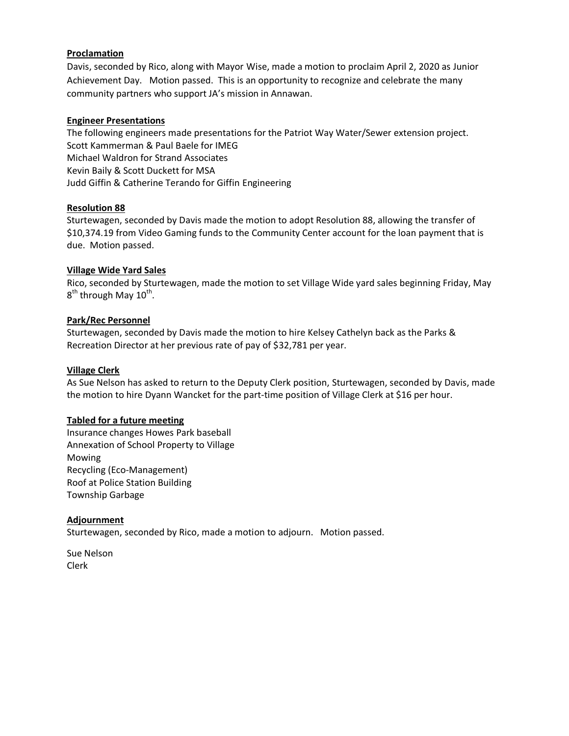**Proclamation**

Davis, seconded by Rico, along with Mayor Wise, made a motion to proclaim April 2, 2020 as Junior Achievement Day. Motion passed. This is an opportunity to recognize and celebrate the many community partners who support JA's mission in Annawan.

**Engineer Presentations**

The following engineers made presentations for the Patriot Way Water/Sewer extension project.
Scott Kammerman & Paul Baele for IMEG
Michael Waldron for Strand Associates
Kevin Baily & Scott Duckett for MSA
Judd Giffin & Catherine Terando for Giffin Engineering

**Resolution 88**

Sturtewagen, seconded by Davis made the motion to adopt Resolution 88, allowing the transfer of $10,374.19 from Video Gaming funds to the Community Center account for the loan payment that is due. Motion passed.

**Village Wide Yard Sales**

Rico, seconded by Sturtewagen, made the motion to set Village Wide yard sales beginning Friday, May 8th through May 10th.

**Park/Rec Personnel**

Sturtewagen, seconded by Davis made the motion to hire Kelsey Cathelyn back as the Parks & Recreation Director at her previous rate of pay of $32,781 per year.

**Village Clerk**

As Sue Nelson has asked to return to the Deputy Clerk position, Sturtewagen, seconded by Davis, made the motion to hire Dyann Wancket for the part-time position of Village Clerk at $16 per hour.

**Tabled for a future meeting**

Insurance changes Howes Park baseball
Annexation of School Property to Village
Mowing
Recycling (Eco-Management)
Roof at Police Station Building
Township Garbage

**Adjournment**

Sturtewagen, seconded by Rico, made a motion to adjourn. Motion passed.

Sue Nelson
Clerk